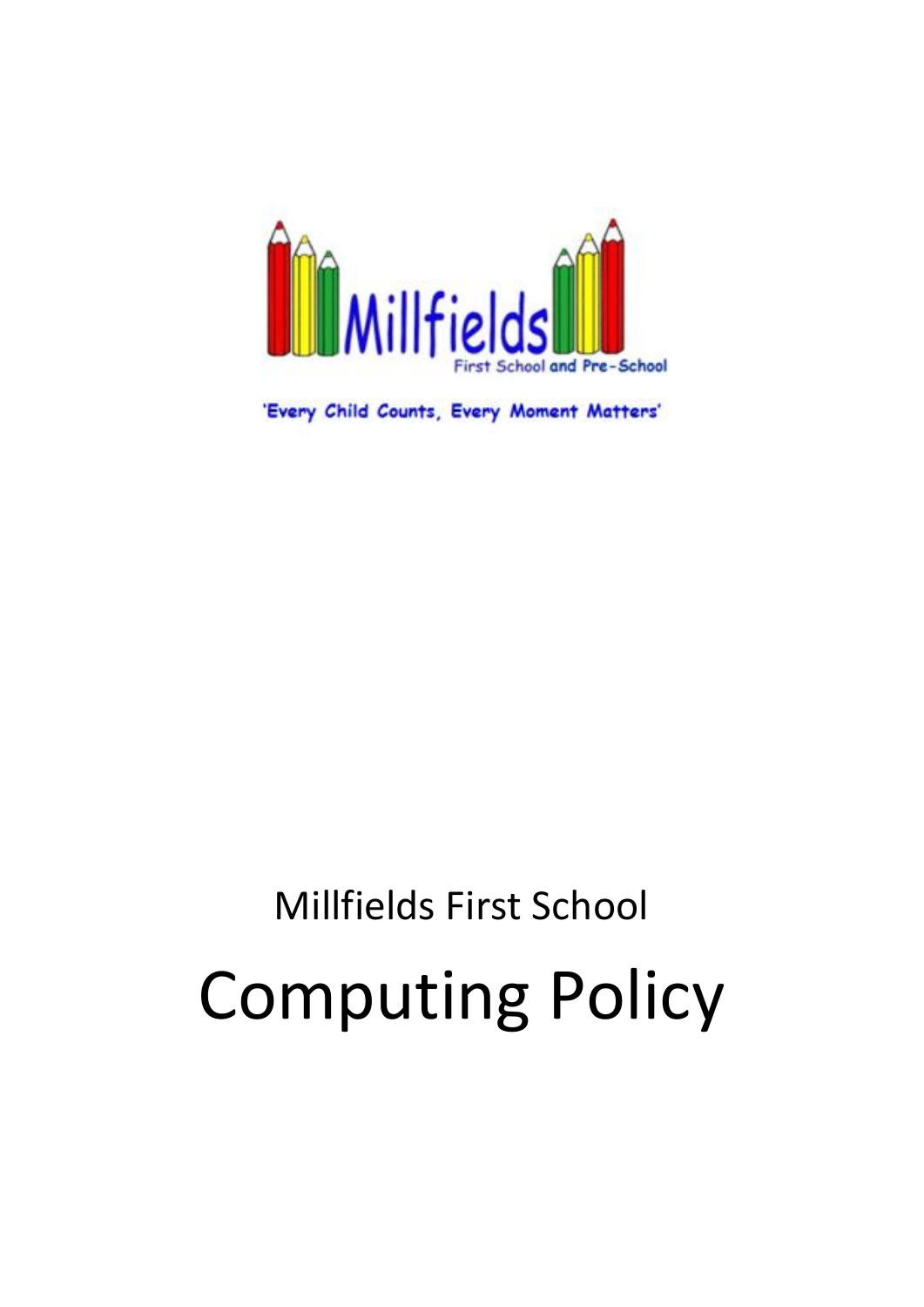Millfields First School and Pre-School

'Every Child Counts, Every Moment Matters'

Millfields First School

# Computing Policy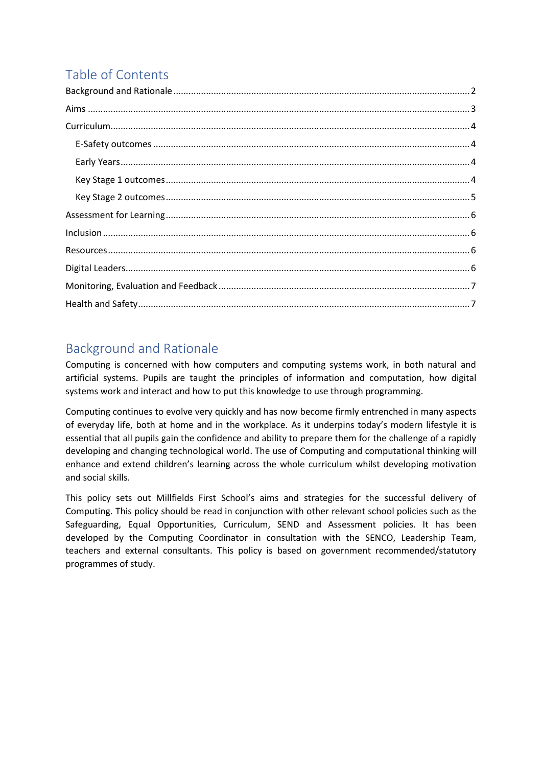## Table of Contents

- Background and Rationale ........ 2
- Aims ........ 3
- Curriculum ........ 4
  - E-Safety outcomes ........ 4
  - Early Years ........ 4
  - Key Stage 1 outcomes ........ 4
  - Key Stage 2 outcomes ........ 5
- Assessment for Learning ........ 6
- Inclusion ........ 6
- Resources ........ 6
- Digital Leaders ........ 6
- Monitoring, Evaluation and Feedback ........ 7
- Health and Safety ........ 7

## Background and Rationale

Computing is concerned with how computers and computing systems work, in both natural and artificial systems. Pupils are taught the principles of information and computation, how digital systems work and interact and how to put this knowledge to use through programming.

Computing continues to evolve very quickly and has now become firmly entrenched in many aspects of everyday life, both at home and in the workplace. As it underpins today's modern lifestyle it is essential that all pupils gain the confidence and ability to prepare them for the challenge of a rapidly developing and changing technological world. The use of Computing and computational thinking will enhance and extend children's learning across the whole curriculum whilst developing motivation and social skills.

This policy sets out Millfields First School's aims and strategies for the successful delivery of Computing. This policy should be read in conjunction with other relevant school policies such as the Safeguarding, Equal Opportunities, Curriculum, SEND and Assessment policies. It has been developed by the Computing Coordinator in consultation with the SENCO, Leadership Team, teachers and external consultants. This policy is based on government recommended/statutory programmes of study.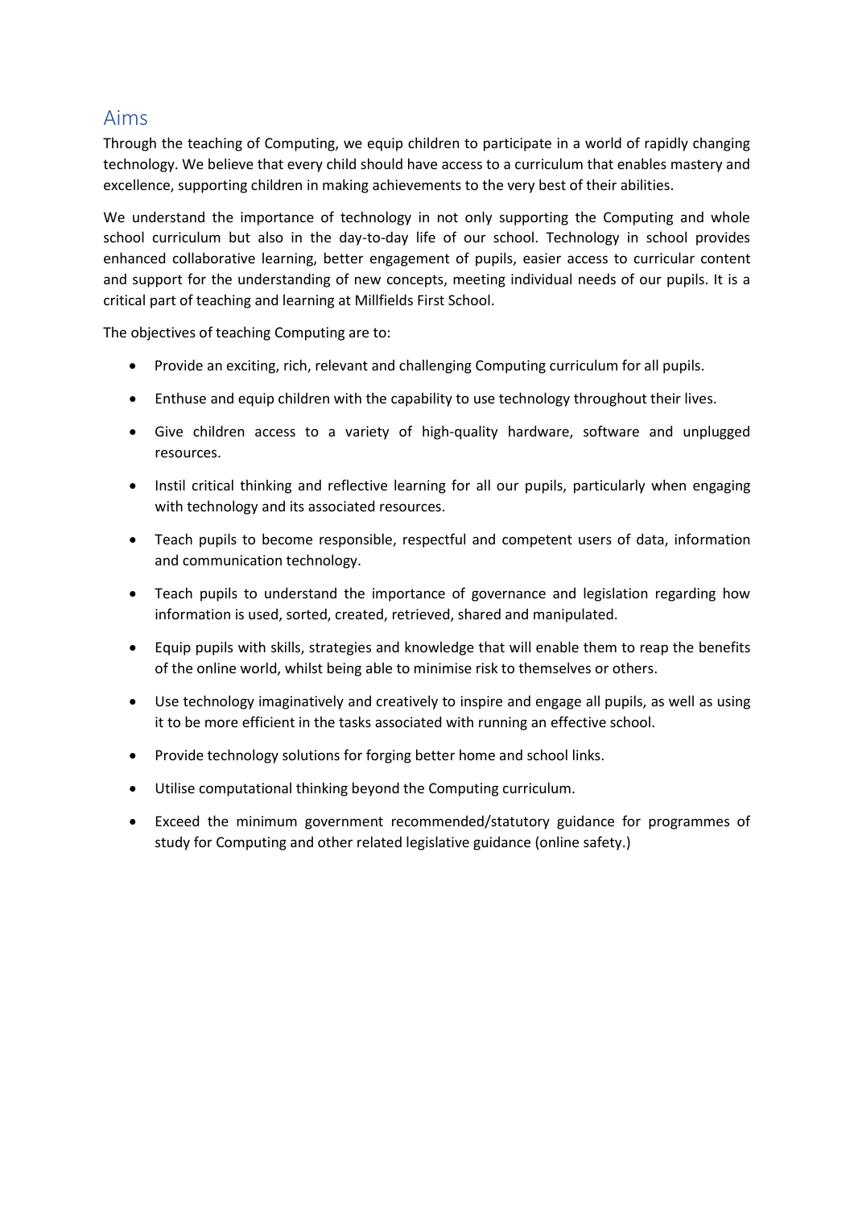## Aims

Through the teaching of Computing, we equip children to participate in a world of rapidly changing technology. We believe that every child should have access to a curriculum that enables mastery and excellence, supporting children in making achievements to the very best of their abilities.

We understand the importance of technology in not only supporting the Computing and whole school curriculum but also in the day-to-day life of our school. Technology in school provides enhanced collaborative learning, better engagement of pupils, easier access to curricular content and support for the understanding of new concepts, meeting individual needs of our pupils. It is a critical part of teaching and learning at Millfields First School.

The objectives of teaching Computing are to:

- Provide an exciting, rich, relevant and challenging Computing curriculum for all pupils.
- Enthuse and equip children with the capability to use technology throughout their lives.
- Give children access to a variety of high-quality hardware, software and unplugged resources.
- Instil critical thinking and reflective learning for all our pupils, particularly when engaging with technology and its associated resources.
- Teach pupils to become responsible, respectful and competent users of data, information and communication technology.
- Teach pupils to understand the importance of governance and legislation regarding how information is used, sorted, created, retrieved, shared and manipulated.
- Equip pupils with skills, strategies and knowledge that will enable them to reap the benefits of the online world, whilst being able to minimise risk to themselves or others.
- Use technology imaginatively and creatively to inspire and engage all pupils, as well as using it to be more efficient in the tasks associated with running an effective school.
- Provide technology solutions for forging better home and school links.
- Utilise computational thinking beyond the Computing curriculum.
- Exceed the minimum government recommended/statutory guidance for programmes of study for Computing and other related legislative guidance (online safety.)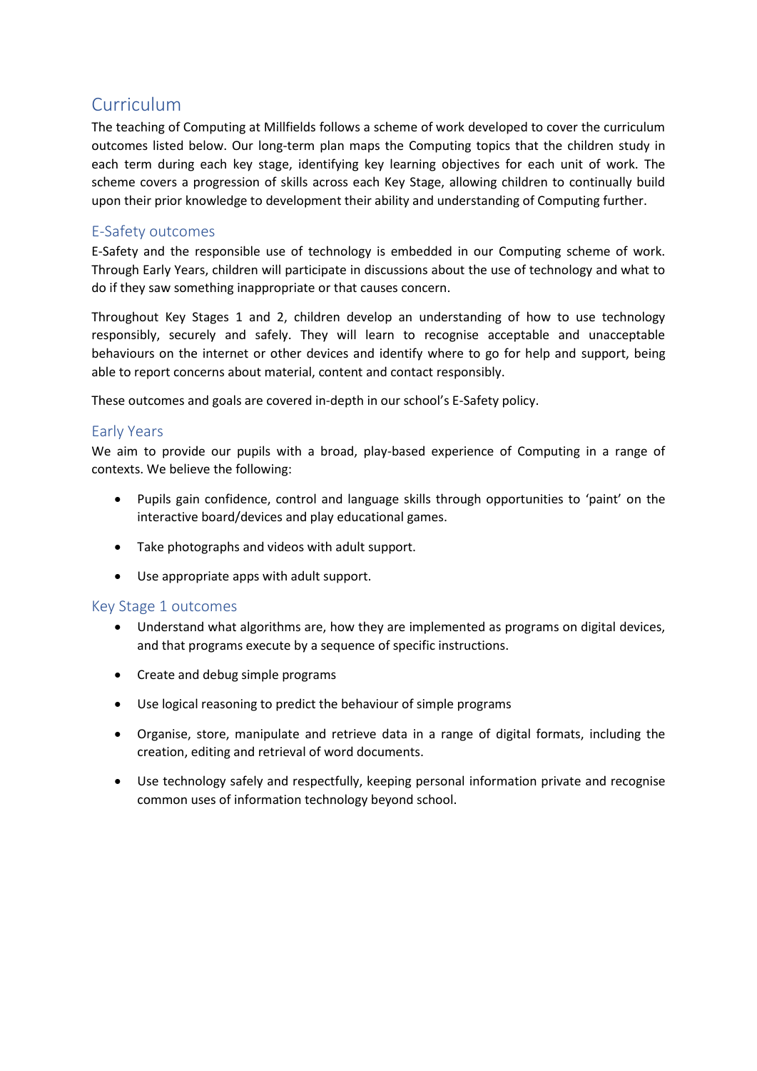# Curriculum

The teaching of Computing at Millfields follows a scheme of work developed to cover the curriculum outcomes listed below. Our long-term plan maps the Computing topics that the children study in each term during each key stage, identifying key learning objectives for each unit of work. The scheme covers a progression of skills across each Key Stage, allowing children to continually build upon their prior knowledge to development their ability and understanding of Computing further.

## E-Safety outcomes

E-Safety and the responsible use of technology is embedded in our Computing scheme of work. Through Early Years, children will participate in discussions about the use of technology and what to do if they saw something inappropriate or that causes concern.

Throughout Key Stages 1 and 2, children develop an understanding of how to use technology responsibly, securely and safely. They will learn to recognise acceptable and unacceptable behaviours on the internet or other devices and identify where to go for help and support, being able to report concerns about material, content and contact responsibly.

These outcomes and goals are covered in-depth in our school's E-Safety policy.

## Early Years

We aim to provide our pupils with a broad, play-based experience of Computing in a range of contexts. We believe the following:

- Pupils gain confidence, control and language skills through opportunities to 'paint' on the interactive board/devices and play educational games.
- Take photographs and videos with adult support.
- Use appropriate apps with adult support.

## Key Stage 1 outcomes

- Understand what algorithms are, how they are implemented as programs on digital devices, and that programs execute by a sequence of specific instructions.
- Create and debug simple programs
- Use logical reasoning to predict the behaviour of simple programs
- Organise, store, manipulate and retrieve data in a range of digital formats, including the creation, editing and retrieval of word documents.
- Use technology safely and respectfully, keeping personal information private and recognise common uses of information technology beyond school.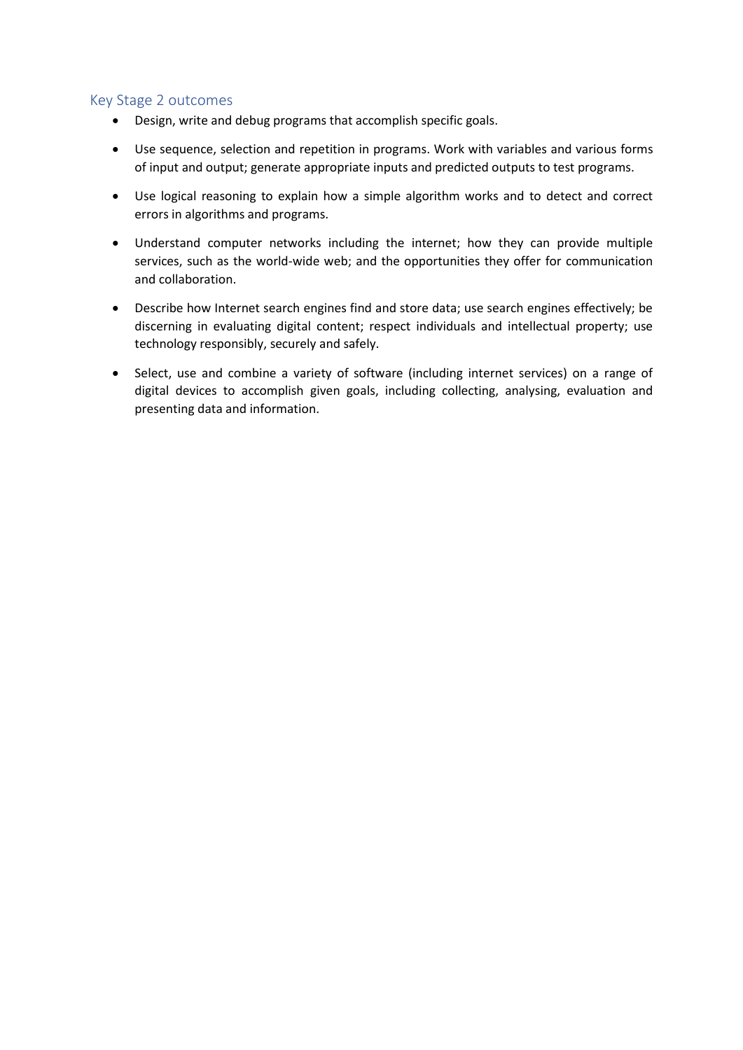## Key Stage 2 outcomes

- Design, write and debug programs that accomplish specific goals.
- Use sequence, selection and repetition in programs. Work with variables and various forms of input and output; generate appropriate inputs and predicted outputs to test programs.
- Use logical reasoning to explain how a simple algorithm works and to detect and correct errors in algorithms and programs.
- Understand computer networks including the internet; how they can provide multiple services, such as the world-wide web; and the opportunities they offer for communication and collaboration.
- Describe how Internet search engines find and store data; use search engines effectively; be discerning in evaluating digital content; respect individuals and intellectual property; use technology responsibly, securely and safely.
- Select, use and combine a variety of software (including internet services) on a range of digital devices to accomplish given goals, including collecting, analysing, evaluation and presenting data and information.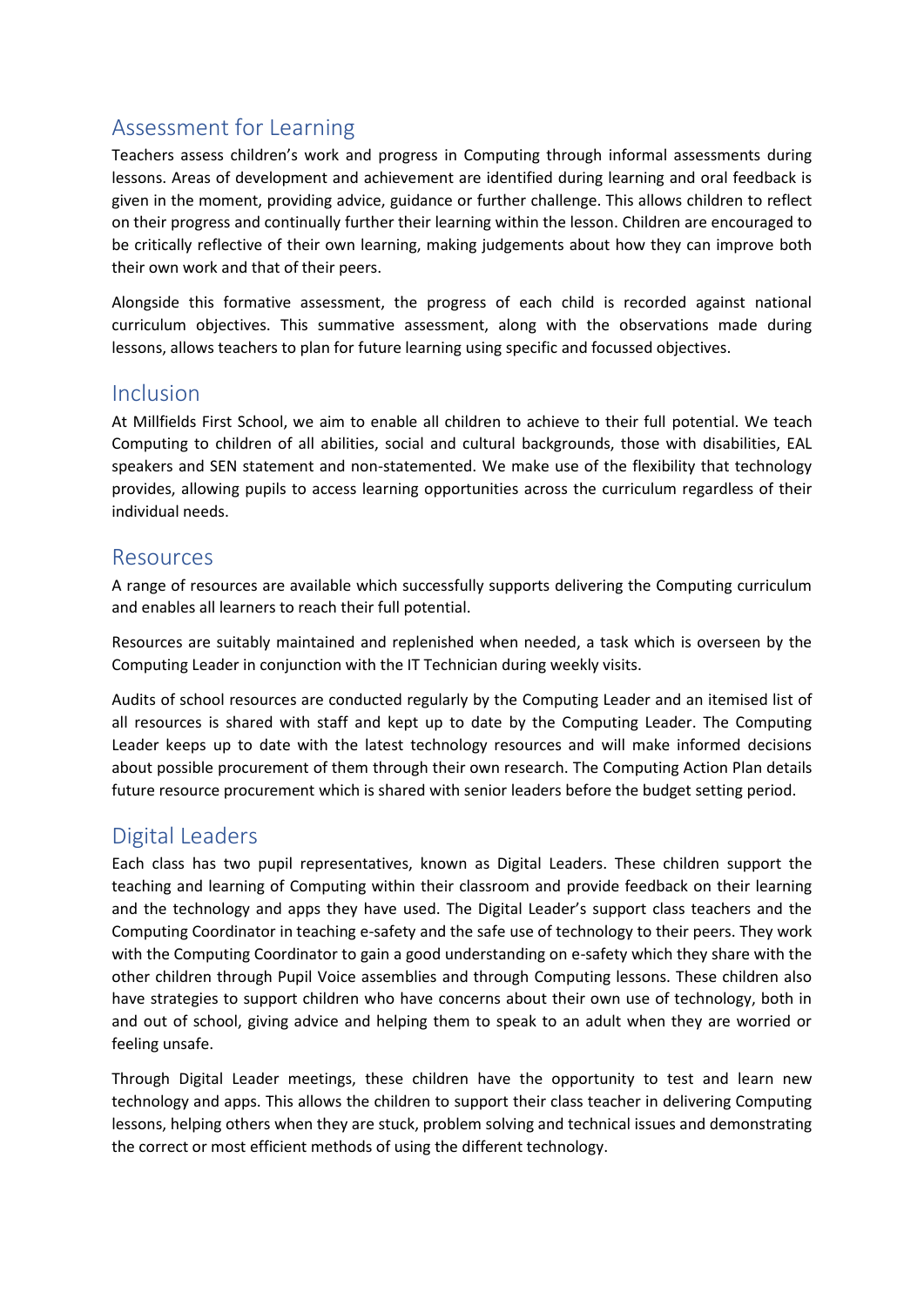## Assessment for Learning

Teachers assess children's work and progress in Computing through informal assessments during lessons. Areas of development and achievement are identified during learning and oral feedback is given in the moment, providing advice, guidance or further challenge. This allows children to reflect on their progress and continually further their learning within the lesson. Children are encouraged to be critically reflective of their own learning, making judgements about how they can improve both their own work and that of their peers.

Alongside this formative assessment, the progress of each child is recorded against national curriculum objectives. This summative assessment, along with the observations made during lessons, allows teachers to plan for future learning using specific and focussed objectives.

## Inclusion

At Millfields First School, we aim to enable all children to achieve to their full potential. We teach Computing to children of all abilities, social and cultural backgrounds, those with disabilities, EAL speakers and SEN statement and non-statemented. We make use of the flexibility that technology provides, allowing pupils to access learning opportunities across the curriculum regardless of their individual needs.

## Resources

A range of resources are available which successfully supports delivering the Computing curriculum and enables all learners to reach their full potential.

Resources are suitably maintained and replenished when needed, a task which is overseen by the Computing Leader in conjunction with the IT Technician during weekly visits.

Audits of school resources are conducted regularly by the Computing Leader and an itemised list of all resources is shared with staff and kept up to date by the Computing Leader. The Computing Leader keeps up to date with the latest technology resources and will make informed decisions about possible procurement of them through their own research. The Computing Action Plan details future resource procurement which is shared with senior leaders before the budget setting period.

## Digital Leaders

Each class has two pupil representatives, known as Digital Leaders. These children support the teaching and learning of Computing within their classroom and provide feedback on their learning and the technology and apps they have used. The Digital Leader's support class teachers and the Computing Coordinator in teaching e-safety and the safe use of technology to their peers. They work with the Computing Coordinator to gain a good understanding on e-safety which they share with the other children through Pupil Voice assemblies and through Computing lessons. These children also have strategies to support children who have concerns about their own use of technology, both in and out of school, giving advice and helping them to speak to an adult when they are worried or feeling unsafe.

Through Digital Leader meetings, these children have the opportunity to test and learn new technology and apps. This allows the children to support their class teacher in delivering Computing lessons, helping others when they are stuck, problem solving and technical issues and demonstrating the correct or most efficient methods of using the different technology.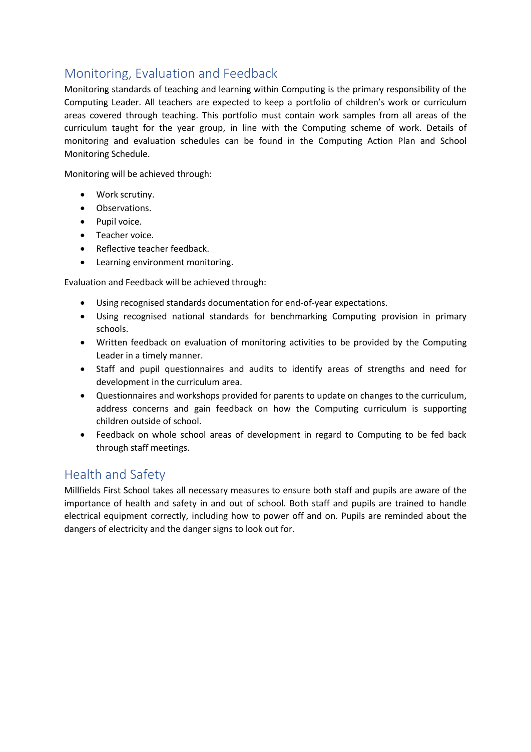## Monitoring, Evaluation and Feedback

Monitoring standards of teaching and learning within Computing is the primary responsibility of the Computing Leader. All teachers are expected to keep a portfolio of children's work or curriculum areas covered through teaching. This portfolio must contain work samples from all areas of the curriculum taught for the year group, in line with the Computing scheme of work. Details of monitoring and evaluation schedules can be found in the Computing Action Plan and School Monitoring Schedule.

Monitoring will be achieved through:

- Work scrutiny.
- Observations.
- Pupil voice.
- Teacher voice.
- Reflective teacher feedback.
- Learning environment monitoring.

Evaluation and Feedback will be achieved through:

- Using recognised standards documentation for end-of-year expectations.
- Using recognised national standards for benchmarking Computing provision in primary schools.
- Written feedback on evaluation of monitoring activities to be provided by the Computing Leader in a timely manner.
- Staff and pupil questionnaires and audits to identify areas of strengths and need for development in the curriculum area.
- Questionnaires and workshops provided for parents to update on changes to the curriculum, address concerns and gain feedback on how the Computing curriculum is supporting children outside of school.
- Feedback on whole school areas of development in regard to Computing to be fed back through staff meetings.

## Health and Safety

Millfields First School takes all necessary measures to ensure both staff and pupils are aware of the importance of health and safety in and out of school. Both staff and pupils are trained to handle electrical equipment correctly, including how to power off and on. Pupils are reminded about the dangers of electricity and the danger signs to look out for.